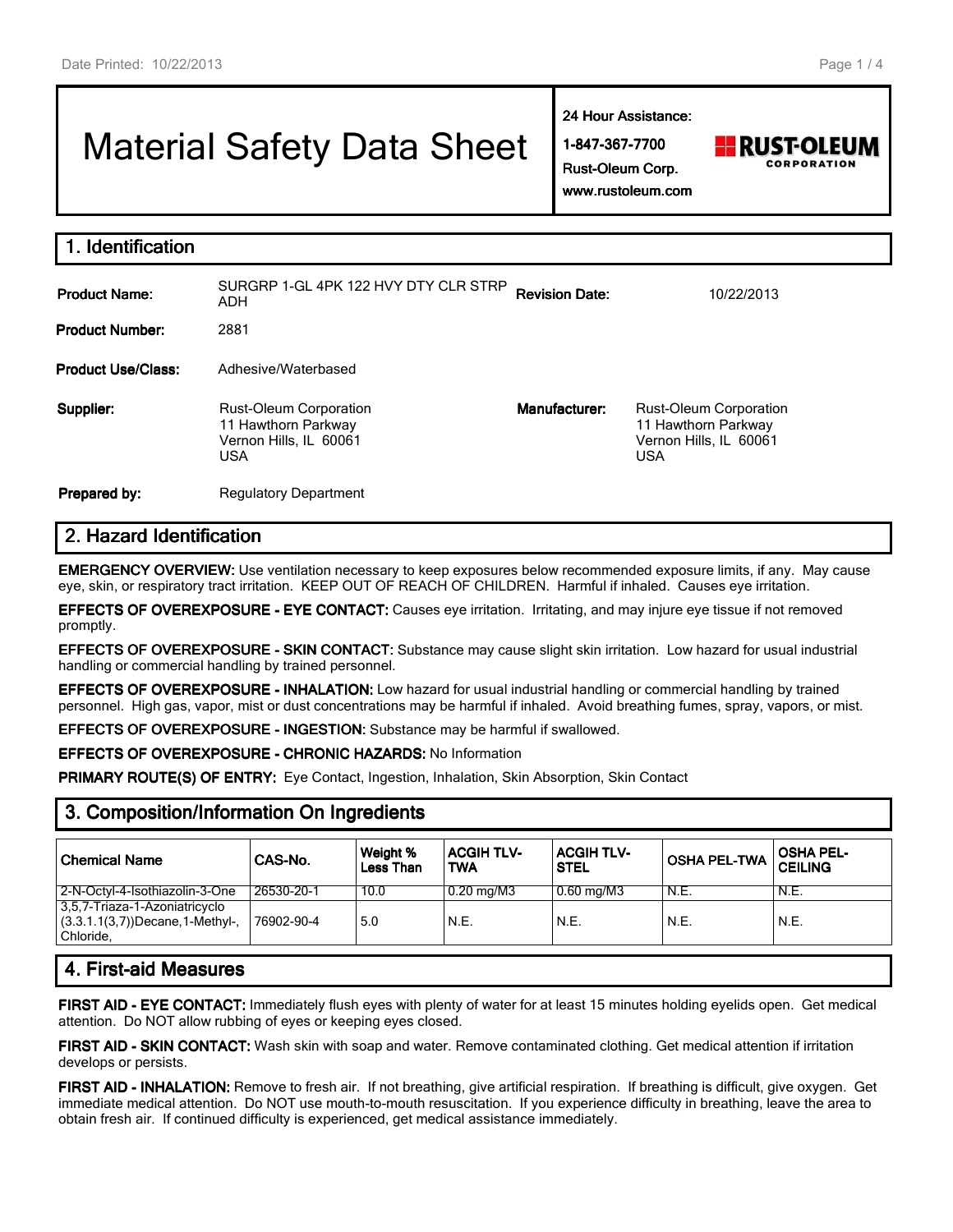# Material Safety Data Sheet

**24 Hour Assistance:**

**1-847-367-7700**

**Rust-Oleum Corp.**

**www.rustoleum.com**

RUST-OLEUM CORPORATION

## 1. Identification

**Product Name:** SURGRP 1-GL 4PK 122 HVY DTY CLR STRP ADH

**Revision Date:** 10/22/2013

**Product Number:** 2881

**Product Use/Class:** Adhesive/Waterbased

**Supplier:** Rust-Oleum Corporation
11 Hawthorn Parkway
Vernon Hills, IL 60061
USA

**Manufacturer:** Rust-Oleum Corporation
11 Hawthorn Parkway
Vernon Hills, IL 60061
USA

**Prepared by:** Regulatory Department

## 2. Hazard Identification

**EMERGENCY OVERVIEW:** Use ventilation necessary to keep exposures below recommended exposure limits, if any. May cause eye, skin, or respiratory tract irritation. KEEP OUT OF REACH OF CHILDREN. Harmful if inhaled. Causes eye irritation.

**EFFECTS OF OVEREXPOSURE - EYE CONTACT:** Causes eye irritation. Irritating, and may injure eye tissue if not removed promptly.

**EFFECTS OF OVEREXPOSURE - SKIN CONTACT:** Substance may cause slight skin irritation. Low hazard for usual industrial handling or commercial handling by trained personnel.

**EFFECTS OF OVEREXPOSURE - INHALATION:** Low hazard for usual industrial handling or commercial handling by trained personnel. High gas, vapor, mist or dust concentrations may be harmful if inhaled. Avoid breathing fumes, spray, vapors, or mist.

**EFFECTS OF OVEREXPOSURE - INGESTION:** Substance may be harmful if swallowed.

**EFFECTS OF OVEREXPOSURE - CHRONIC HAZARDS:** No Information

**PRIMARY ROUTE(S) OF ENTRY:** Eye Contact, Ingestion, Inhalation, Skin Absorption, Skin Contact

## 3. Composition/Information On Ingredients

| Chemical Name | CAS-No. | Weight % Less Than | ACGIH TLV-TWA | ACGIH TLV-STEL | OSHA PEL-TWA | OSHA PEL-CEILING |
|---|---|---|---|---|---|---|
| 2-N-Octyl-4-Isothiazolin-3-One | 26530-20-1 | 10.0 | 0.20 mg/M3 | 0.60 mg/M3 | N.E. | N.E. |
| 3,5,7-Triaza-1-Azoniatricyclo (3.3.1.1(3,7))Decane,1-Methyl-, Chloride, | 76902-90-4 | 5.0 | N.E. | N.E. | N.E. | N.E. |

## 4. First-aid Measures

**FIRST AID - EYE CONTACT:** Immediately flush eyes with plenty of water for at least 15 minutes holding eyelids open. Get medical attention. Do NOT allow rubbing of eyes or keeping eyes closed.

**FIRST AID - SKIN CONTACT:** Wash skin with soap and water. Remove contaminated clothing. Get medical attention if irritation develops or persists.

**FIRST AID - INHALATION:** Remove to fresh air. If not breathing, give artificial respiration. If breathing is difficult, give oxygen. Get immediate medical attention. Do NOT use mouth-to-mouth resuscitation. If you experience difficulty in breathing, leave the area to obtain fresh air. If continued difficulty is experienced, get medical assistance immediately.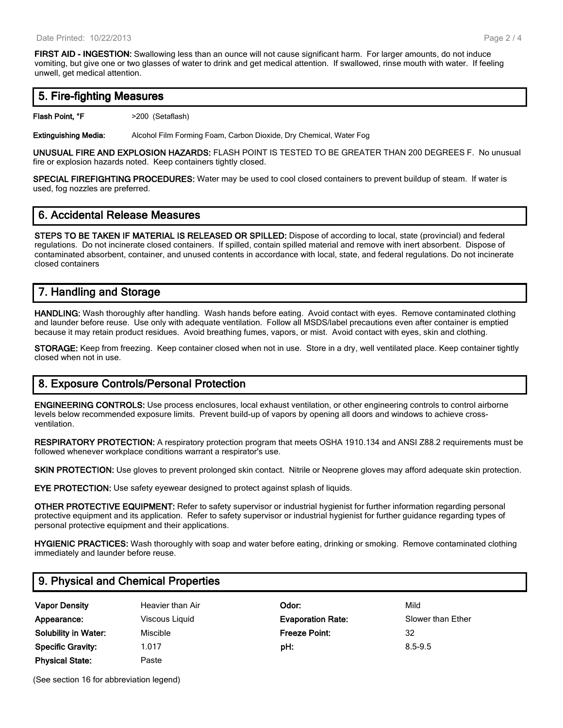**FIRST AID - INGESTION:** Swallowing less than an ounce will not cause significant harm. For larger amounts, do not induce vomiting, but give one or two glasses of water to drink and get medical attention. If swallowed, rinse mouth with water. If feeling unwell, get medical attention.

## 5. Fire-fighting Measures

**Flash Point, °F** >200 (Setaflash)

**Extinguishing Media:** Alcohol Film Forming Foam, Carbon Dioxide, Dry Chemical, Water Fog

**UNUSUAL FIRE AND EXPLOSION HAZARDS:** FLASH POINT IS TESTED TO BE GREATER THAN 200 DEGREES F. No unusual fire or explosion hazards noted. Keep containers tightly closed.

**SPECIAL FIREFIGHTING PROCEDURES:** Water may be used to cool closed containers to prevent buildup of steam. If water is used, fog nozzles are preferred.

## 6. Accidental Release Measures

**STEPS TO BE TAKEN IF MATERIAL IS RELEASED OR SPILLED:** Dispose of according to local, state (provincial) and federal regulations. Do not incinerate closed containers. If spilled, contain spilled material and remove with inert absorbent. Dispose of contaminated absorbent, container, and unused contents in accordance with local, state, and federal regulations. Do not incinerate closed containers

## 7. Handling and Storage

**HANDLING:** Wash thoroughly after handling. Wash hands before eating. Avoid contact with eyes. Remove contaminated clothing and launder before reuse. Use only with adequate ventilation. Follow all MSDS/label precautions even after container is emptied because it may retain product residues. Avoid breathing fumes, vapors, or mist. Avoid contact with eyes, skin and clothing.

**STORAGE:** Keep from freezing. Keep container closed when not in use. Store in a dry, well ventilated place. Keep container tightly closed when not in use.

## 8. Exposure Controls/Personal Protection

**ENGINEERING CONTROLS:** Use process enclosures, local exhaust ventilation, or other engineering controls to control airborne levels below recommended exposure limits. Prevent build-up of vapors by opening all doors and windows to achieve cross-ventilation.

**RESPIRATORY PROTECTION:** A respiratory protection program that meets OSHA 1910.134 and ANSI Z88.2 requirements must be followed whenever workplace conditions warrant a respirator's use.

**SKIN PROTECTION:** Use gloves to prevent prolonged skin contact. Nitrile or Neoprene gloves may afford adequate skin protection.

**EYE PROTECTION:** Use safety eyewear designed to protect against splash of liquids.

**OTHER PROTECTIVE EQUIPMENT:** Refer to safety supervisor or industrial hygienist for further information regarding personal protective equipment and its application. Refer to safety supervisor or industrial hygienist for further guidance regarding types of personal protective equipment and their applications.

**HYGIENIC PRACTICES:** Wash thoroughly with soap and water before eating, drinking or smoking. Remove contaminated clothing immediately and launder before reuse.

## 9. Physical and Chemical Properties

| | | | |
|---|---|---|---|
| **Vapor Density** | Heavier than Air | **Odor:** | Mild |
| **Appearance:** | Viscous Liquid | **Evaporation Rate:** | Slower than Ether |
| **Solubility in Water:** | Miscible | **Freeze Point:** | 32 |
| **Specific Gravity:** | 1.017 | **pH:** | 8.5-9.5 |
| **Physical State:** | Paste | | |

(See section 16 for abbreviation legend)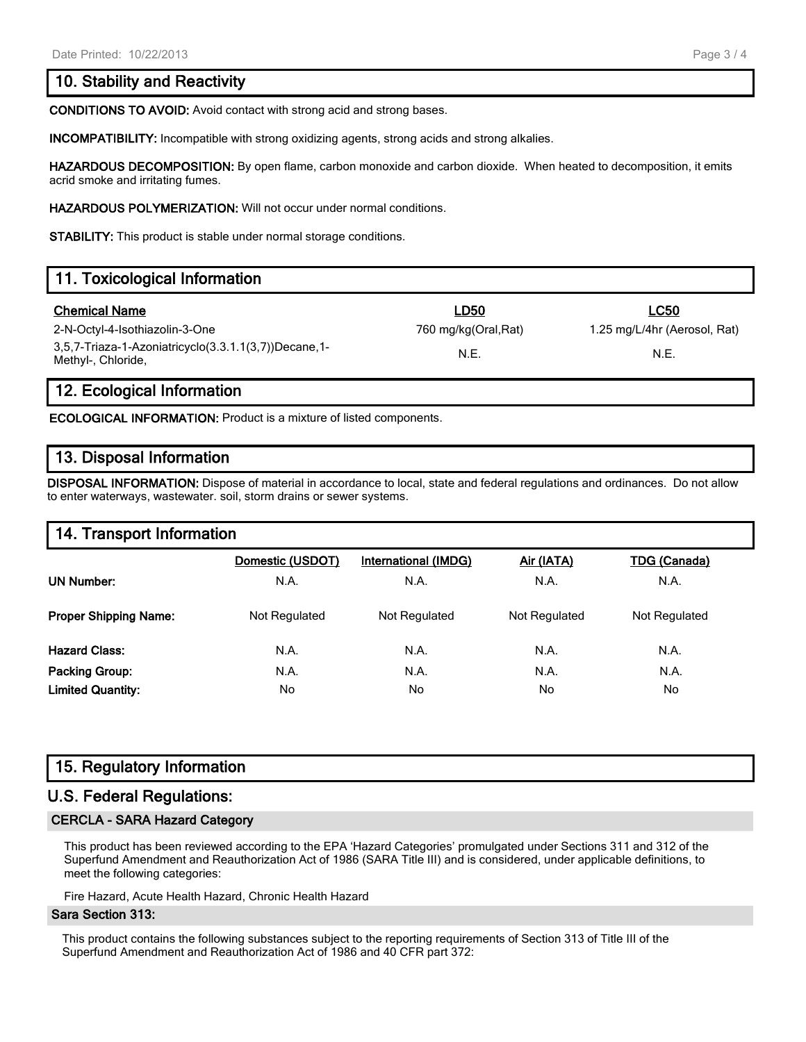## 10. Stability and Reactivity

**CONDITIONS TO AVOID:** Avoid contact with strong acid and strong bases.

**INCOMPATIBILITY:** Incompatible with strong oxidizing agents, strong acids and strong alkalies.

**HAZARDOUS DECOMPOSITION:** By open flame, carbon monoxide and carbon dioxide. When heated to decomposition, it emits acrid smoke and irritating fumes.

**HAZARDOUS POLYMERIZATION:** Will not occur under normal conditions.

**STABILITY:** This product is stable under normal storage conditions.

## 11. Toxicological Information

| Chemical Name | LD50 | LC50 |
|---|---|---|
| 2-N-Octyl-4-Isothiazolin-3-One | 760 mg/kg(Oral,Rat) | 1.25 mg/L/4hr (Aerosol, Rat) |
| 3,5,7-Triaza-1-Azoniatricyclo(3.3.1.1(3,7))Decane,1-Methyl-, Chloride, | N.E. | N.E. |

## 12. Ecological Information

**ECOLOGICAL INFORMATION:** Product is a mixture of listed components.

## 13. Disposal Information

**DISPOSAL INFORMATION:** Dispose of material in accordance to local, state and federal regulations and ordinances. Do not allow to enter waterways, wastewater. soil, storm drains or sewer systems.

## 14. Transport Information

| | Domestic (USDOT) | International (IMDG) | Air (IATA) | TDG (Canada) |
|---|---|---|---|---|
| **UN Number:** | N.A. | N.A. | N.A. | N.A. |
| **Proper Shipping Name:** | Not Regulated | Not Regulated | Not Regulated | Not Regulated |
| **Hazard Class:** | N.A. | N.A. | N.A. | N.A. |
| **Packing Group:** | N.A. | N.A. | N.A. | N.A. |
| **Limited Quantity:** | No | No | No | No |

## 15. Regulatory Information

## U.S. Federal Regulations:

### CERCLA - SARA Hazard Category

This product has been reviewed according to the EPA 'Hazard Categories' promulgated under Sections 311 and 312 of the Superfund Amendment and Reauthorization Act of 1986 (SARA Title III) and is considered, under applicable definitions, to meet the following categories:

Fire Hazard, Acute Health Hazard, Chronic Health Hazard

### Sara Section 313:

This product contains the following substances subject to the reporting requirements of Section 313 of Title III of the Superfund Amendment and Reauthorization Act of 1986 and 40 CFR part 372: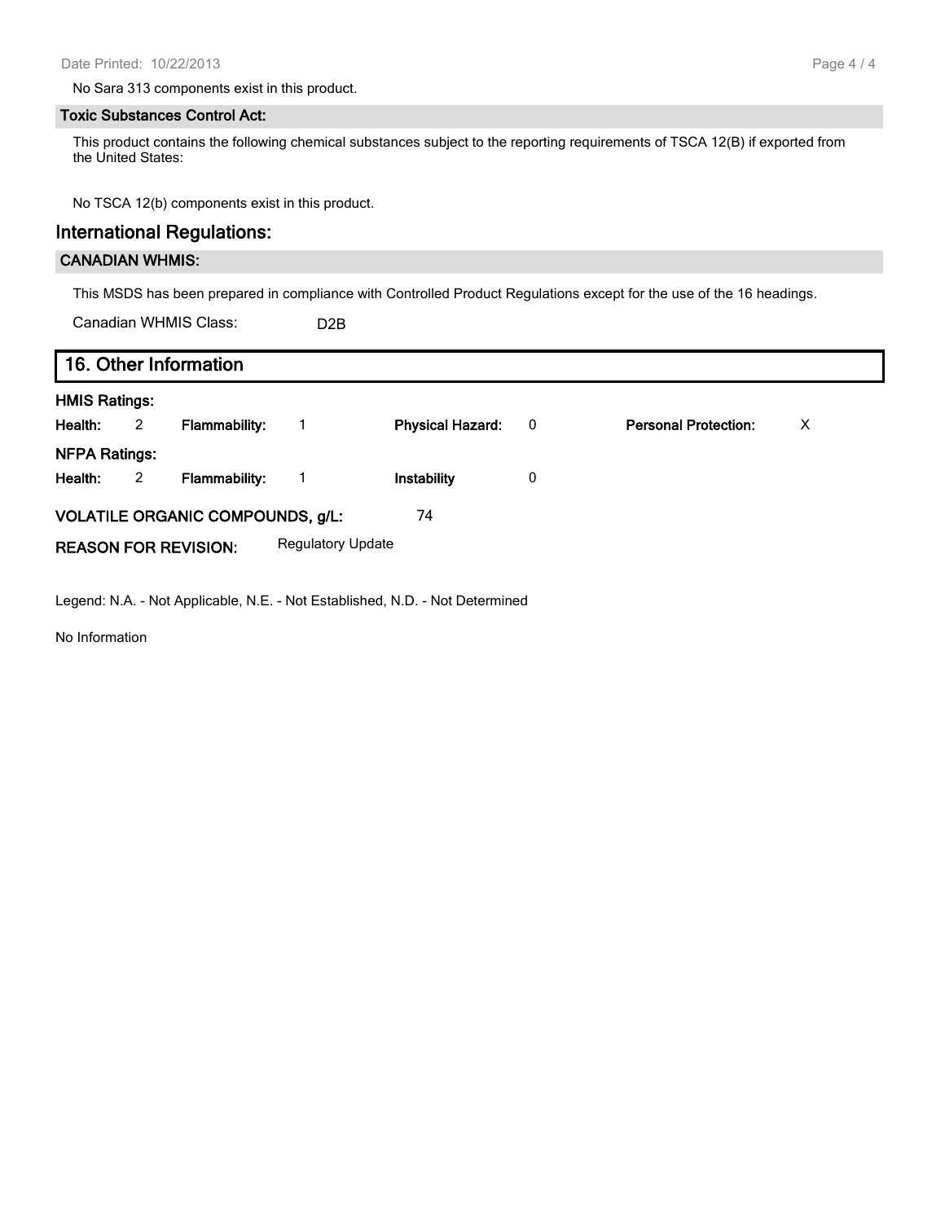No Sara 313 components exist in this product.

### Toxic Substances Control Act:

This product contains the following chemical substances subject to the reporting requirements of TSCA 12(B) if exported from the United States:

No TSCA 12(b) components exist in this product.

## International Regulations:

### CANADIAN WHMIS:

This MSDS has been prepared in compliance with Controlled Product Regulations except for the use of the 16 headings.

Canadian WHMIS Class: D2B

## 16. Other Information

**HMIS Ratings:**

**Health:** 2 **Flammability:** 1 **Physical Hazard:** 0 **Personal Protection:** X

**NFPA Ratings:**

**Health:** 2 **Flammability:** 1 **Instability** 0

**VOLATILE ORGANIC COMPOUNDS, g/L:** 74

**REASON FOR REVISION:** Regulatory Update

Legend: N.A. - Not Applicable, N.E. - Not Established, N.D. - Not Determined

No Information